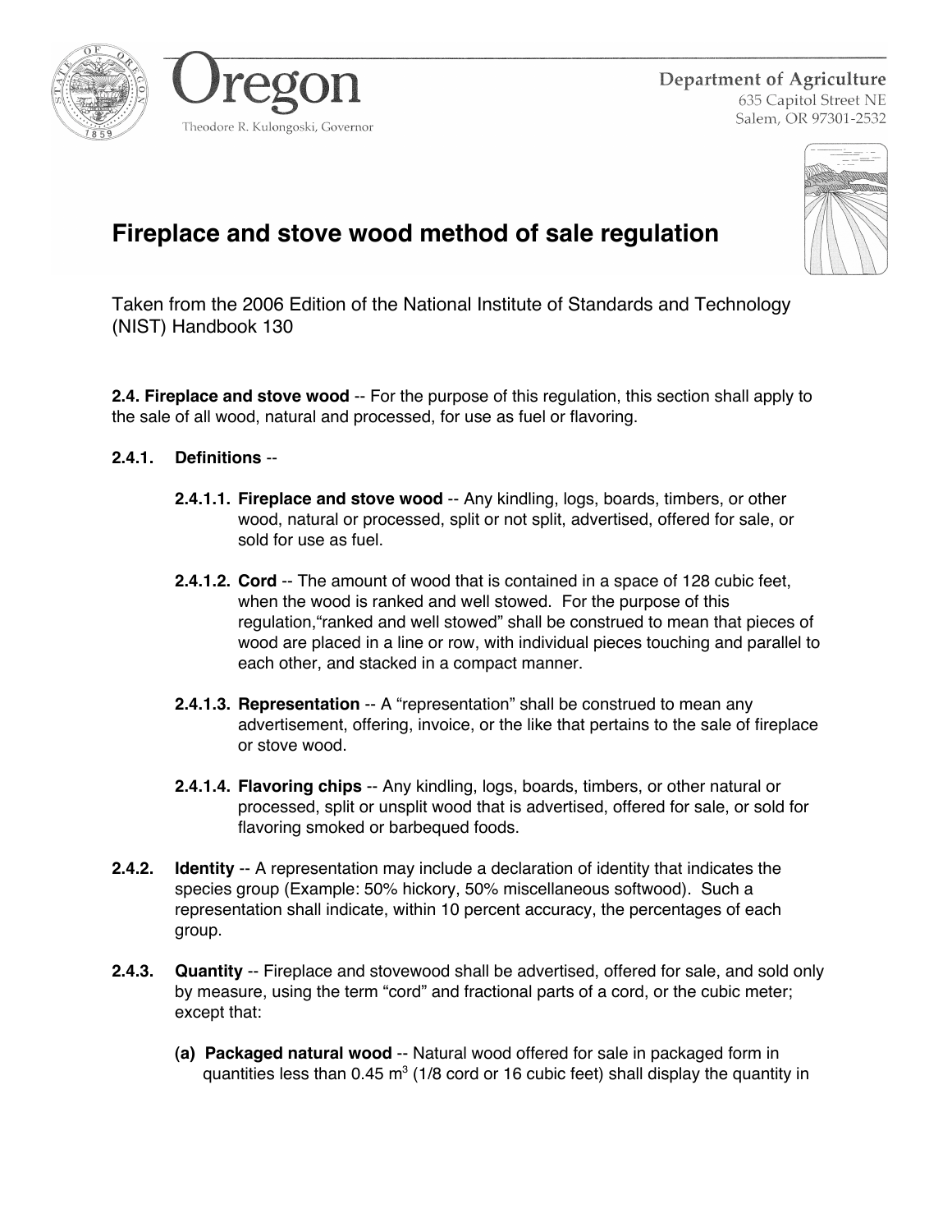Oregon

Theodore R. Kulongoski, Governor

Department of Agriculture
635 Capitol Street NE
Salem, OR 97301-2532

# Fireplace and stove wood method of sale regulation

Taken from the 2006 Edition of the National Institute of Standards and Technology (NIST) Handbook 130

**2.4. Fireplace and stove wood** -- For the purpose of this regulation, this section shall apply to the sale of all wood, natural and processed, for use as fuel or flavoring.

**2.4.1. Definitions** --

**2.4.1.1. Fireplace and stove wood** -- Any kindling, logs, boards, timbers, or other wood, natural or processed, split or not split, advertised, offered for sale, or sold for use as fuel.

**2.4.1.2. Cord** -- The amount of wood that is contained in a space of 128 cubic feet, when the wood is ranked and well stowed. For the purpose of this regulation,"ranked and well stowed" shall be construed to mean that pieces of wood are placed in a line or row, with individual pieces touching and parallel to each other, and stacked in a compact manner.

**2.4.1.3. Representation** -- A "representation" shall be construed to mean any advertisement, offering, invoice, or the like that pertains to the sale of fireplace or stove wood.

**2.4.1.4. Flavoring chips** -- Any kindling, logs, boards, timbers, or other natural or processed, split or unsplit wood that is advertised, offered for sale, or sold for flavoring smoked or barbequed foods.

**2.4.2. Identity** -- A representation may include a declaration of identity that indicates the species group (Example: 50% hickory, 50% miscellaneous softwood). Such a representation shall indicate, within 10 percent accuracy, the percentages of each group.

**2.4.3. Quantity** -- Fireplace and stovewood shall be advertised, offered for sale, and sold only by measure, using the term "cord" and fractional parts of a cord, or the cubic meter; except that:

**(a) Packaged natural wood** -- Natural wood offered for sale in packaged form in quantities less than 0.45 $m^3$ (1/8 cord or 16 cubic feet) shall display the quantity in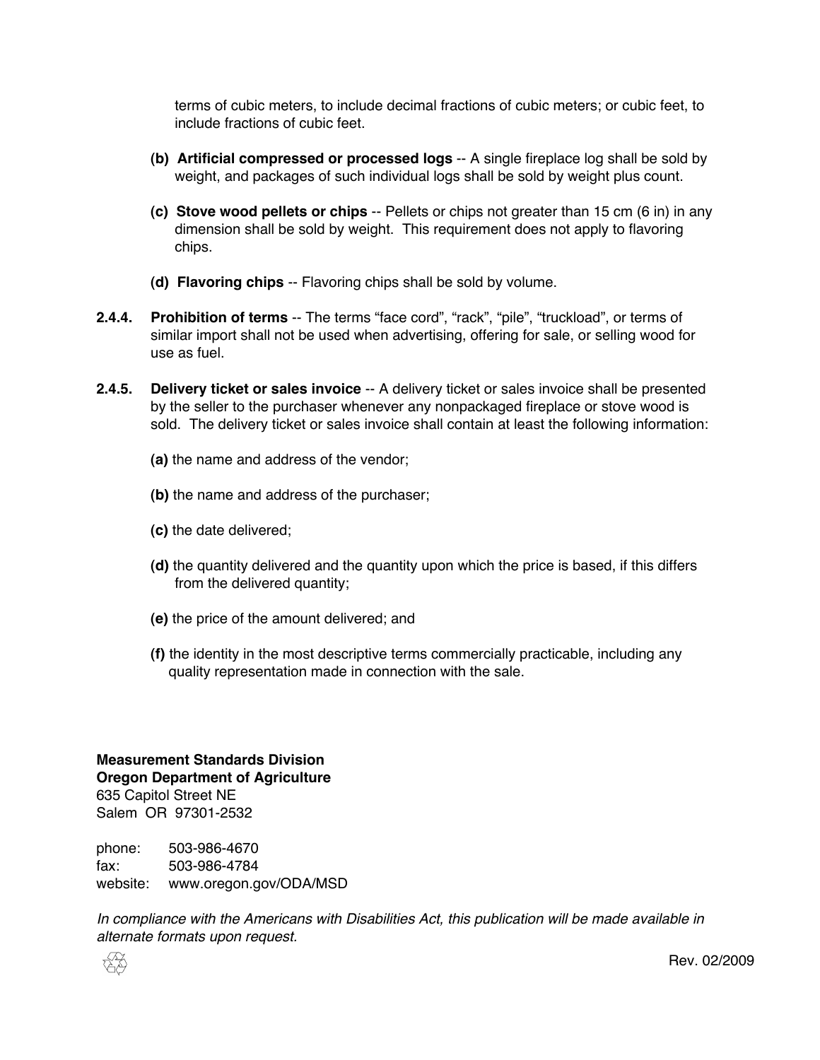terms of cubic meters, to include decimal fractions of cubic meters; or cubic feet, to include fractions of cubic feet.

**(b) Artificial compressed or processed logs** -- A single fireplace log shall be sold by weight, and packages of such individual logs shall be sold by weight plus count.

**(c) Stove wood pellets or chips** -- Pellets or chips not greater than 15 cm (6 in) in any dimension shall be sold by weight. This requirement does not apply to flavoring chips.

**(d) Flavoring chips** -- Flavoring chips shall be sold by volume.

**2.4.4. Prohibition of terms** -- The terms “face cord”, “rack”, “pile”, “truckload”, or terms of similar import shall not be used when advertising, offering for sale, or selling wood for use as fuel.

**2.4.5. Delivery ticket or sales invoice** -- A delivery ticket or sales invoice shall be presented by the seller to the purchaser whenever any nonpackaged fireplace or stove wood is sold. The delivery ticket or sales invoice shall contain at least the following information:

**(a)** the name and address of the vendor;

**(b)** the name and address of the purchaser;

**(c)** the date delivered;

**(d)** the quantity delivered and the quantity upon which the price is based, if this differs from the delivered quantity;

**(e)** the price of the amount delivered; and

**(f)** the identity in the most descriptive terms commercially practicable, including any quality representation made in connection with the sale.

**Measurement Standards Division**
**Oregon Department of Agriculture**
635 Capitol Street NE
Salem OR 97301-2532

phone: 503-986-4670
fax: 503-986-4784
website: www.oregon.gov/ODA/MSD

*In compliance with the Americans with Disabilities Act, this publication will be made available in alternate formats upon request.*

Rev. 02/2009